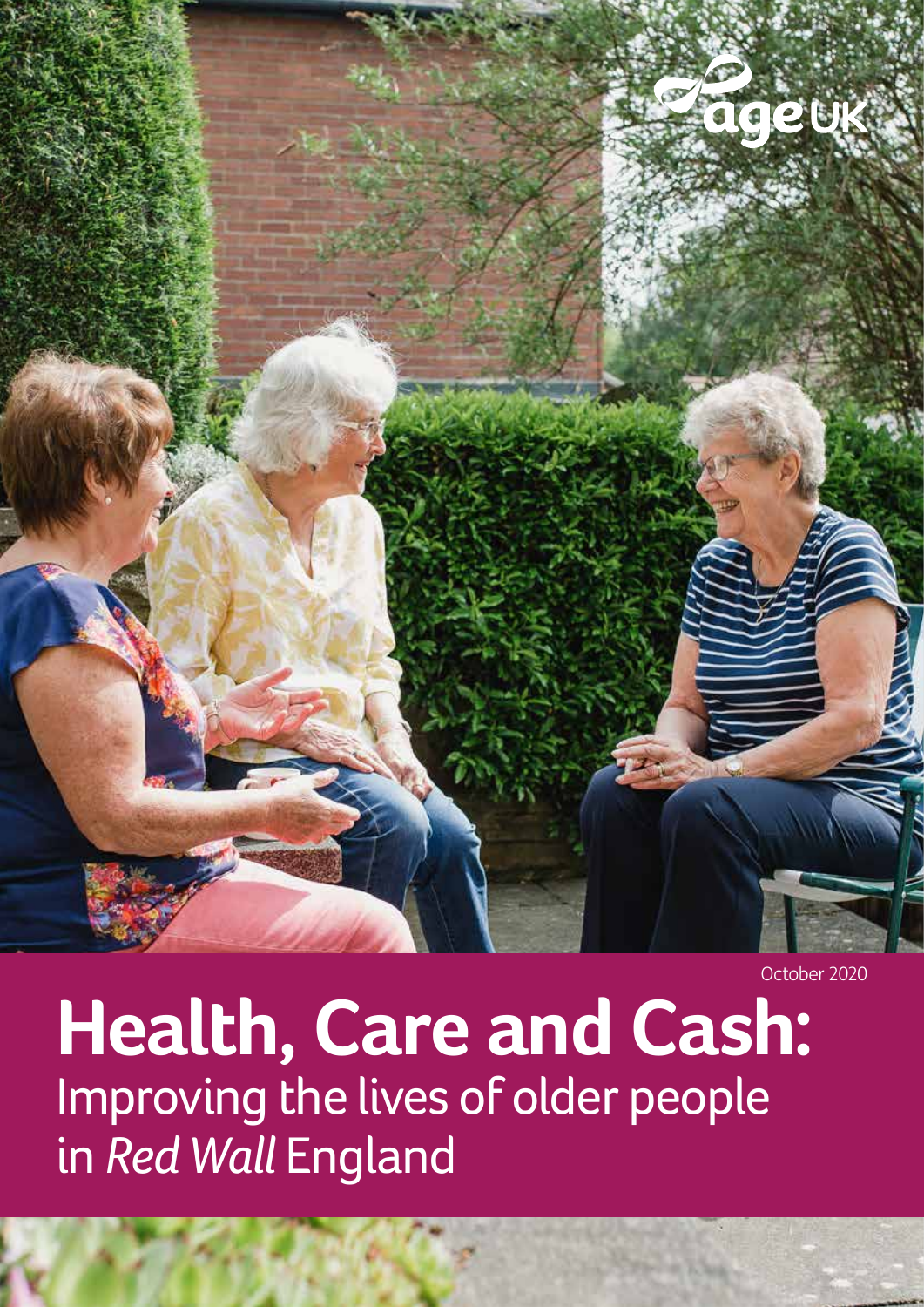age UK

October 2020

# Health, Care and Cash: Improving the lives of older people in *Red Wall* England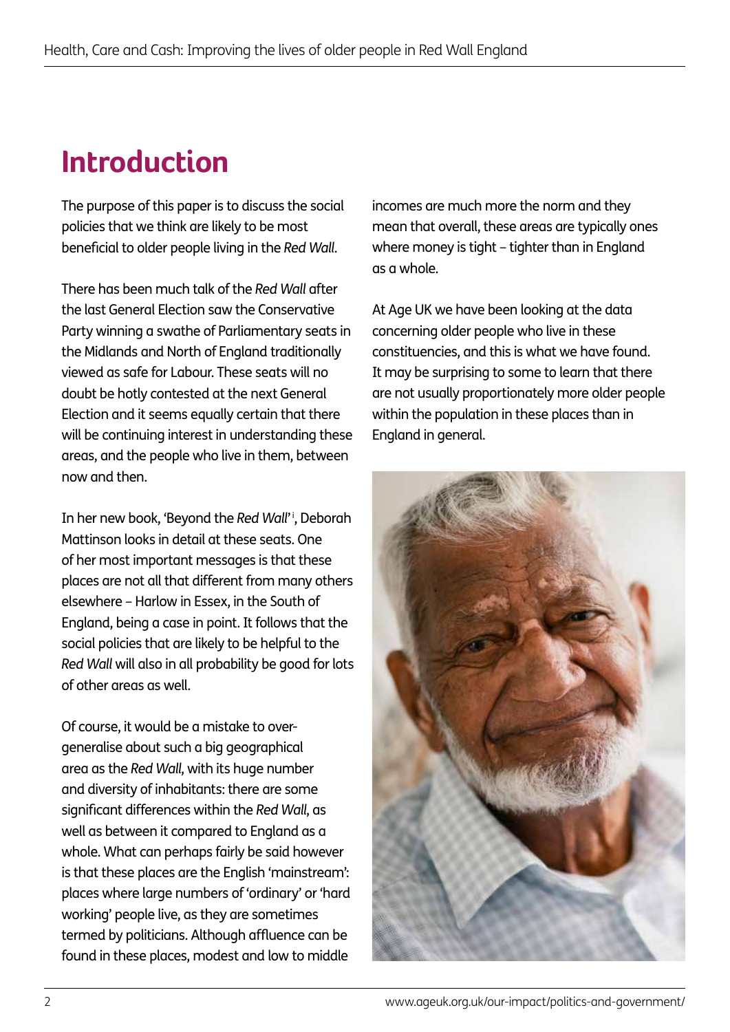# Introduction

The purpose of this paper is to discuss the social policies that we think are likely to be most beneficial to older people living in the *Red Wall*.

There has been much talk of the *Red Wall* after the last General Election saw the Conservative Party winning a swathe of Parliamentary seats in the Midlands and North of England traditionally viewed as safe for Labour. These seats will no doubt be hotly contested at the next General Election and it seems equally certain that there will be continuing interest in understanding these areas, and the people who live in them, between now and then.

In her new book, 'Beyond the *Red Wall*'[i], Deborah Mattinson looks in detail at these seats. One of her most important messages is that these places are not all that different from many others elsewhere – Harlow in Essex, in the South of England, being a case in point. It follows that the social policies that are likely to be helpful to the *Red Wall* will also in all probability be good for lots of other areas as well.

Of course, it would be a mistake to over-generalise about such a big geographical area as the *Red Wall*, with its huge number and diversity of inhabitants: there are some significant differences within the *Red Wall*, as well as between it compared to England as a whole. What can perhaps fairly be said however is that these places are the English 'mainstream': places where large numbers of 'ordinary' or 'hard working' people live, as they are sometimes termed by politicians. Although affluence can be found in these places, modest and low to middle incomes are much more the norm and they mean that overall, these areas are typically ones where money is tight – tighter than in England as a whole.

At Age UK we have been looking at the data concerning older people who live in these constituencies, and this is what we have found. It may be surprising to some to learn that there are not usually proportionately more older people within the population in these places than in England in general.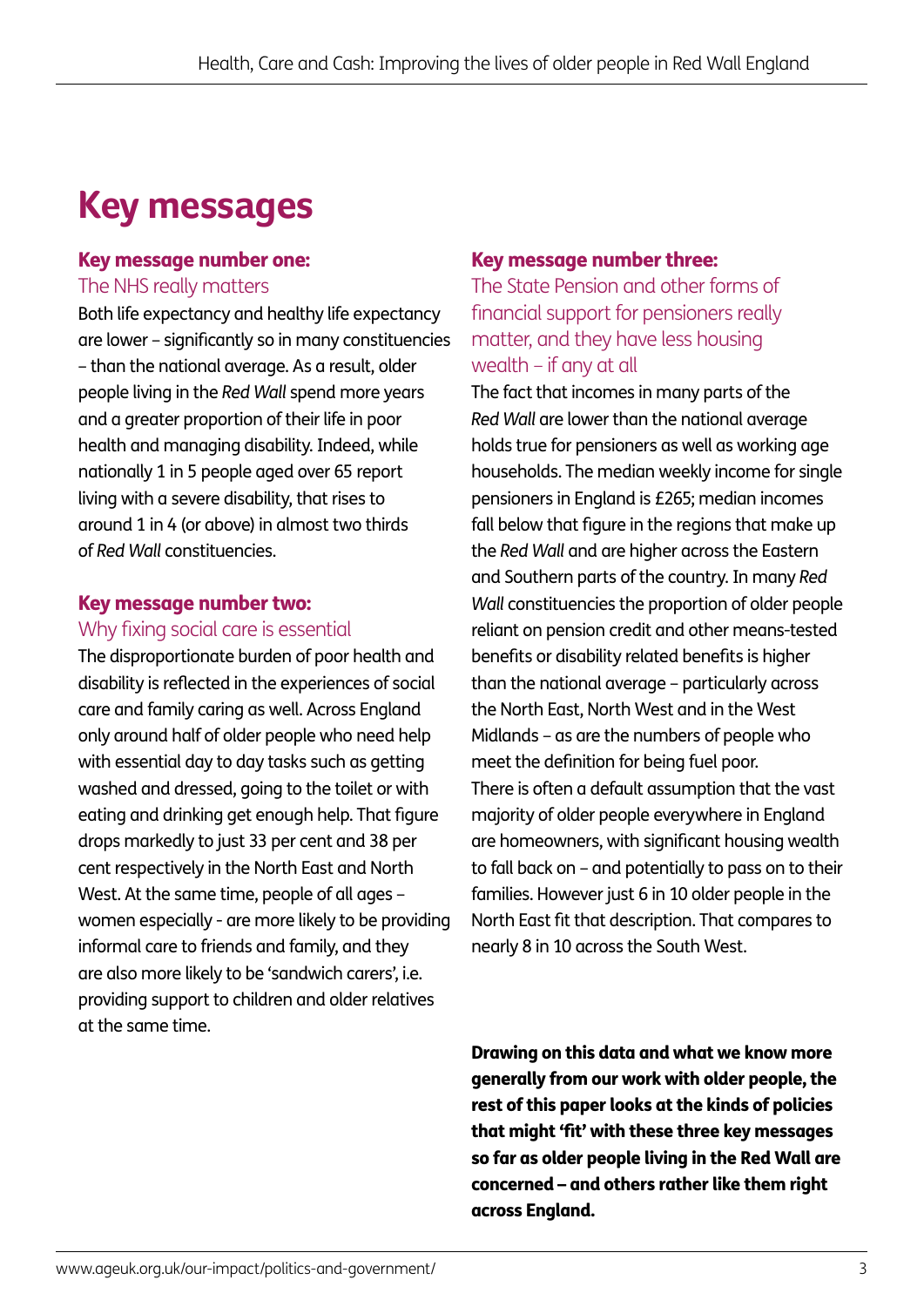# Key messages

### Key message number one:

The NHS really matters

Both life expectancy and healthy life expectancy are lower – significantly so in many constituencies – than the national average. As a result, older people living in the *Red Wall* spend more years and a greater proportion of their life in poor health and managing disability. Indeed, while nationally 1 in 5 people aged over 65 report living with a severe disability, that rises to around 1 in 4 (or above) in almost two thirds of *Red Wall* constituencies.

### Key message number two:

Why fixing social care is essential

The disproportionate burden of poor health and disability is reflected in the experiences of social care and family caring as well. Across England only around half of older people who need help with essential day to day tasks such as getting washed and dressed, going to the toilet or with eating and drinking get enough help. That figure drops markedly to just 33 per cent and 38 per cent respectively in the North East and North West. At the same time, people of all ages – women especially - are more likely to be providing informal care to friends and family, and they are also more likely to be 'sandwich carers', i.e. providing support to children and older relatives at the same time.

### Key message number three:

The State Pension and other forms of financial support for pensioners really matter, and they have less housing wealth – if any at all

The fact that incomes in many parts of the *Red Wall* are lower than the national average holds true for pensioners as well as working age households. The median weekly income for single pensioners in England is £265; median incomes fall below that figure in the regions that make up the *Red Wall* and are higher across the Eastern and Southern parts of the country. In many *Red Wall* constituencies the proportion of older people reliant on pension credit and other means-tested benefits or disability related benefits is higher than the national average – particularly across the North East, North West and in the West Midlands – as are the numbers of people who meet the definition for being fuel poor.

There is often a default assumption that the vast majority of older people everywhere in England are homeowners, with significant housing wealth to fall back on – and potentially to pass on to their families. However just 6 in 10 older people in the North East fit that description. That compares to nearly 8 in 10 across the South West.

**Drawing on this data and what we know more generally from our work with older people, the rest of this paper looks at the kinds of policies that might 'fit' with these three key messages so far as older people living in the Red Wall are concerned – and others rather like them right across England.**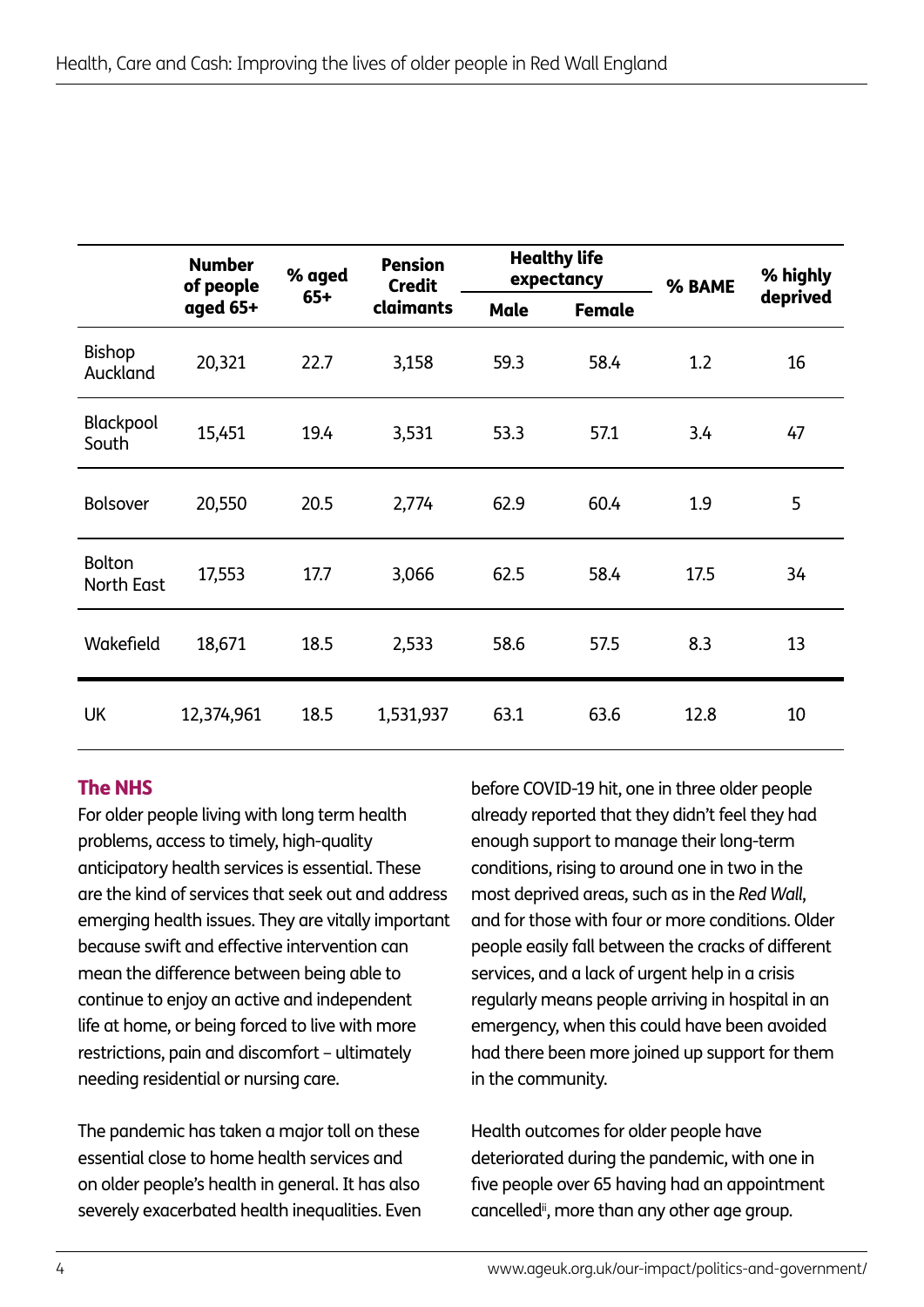| | Number of people aged 65+ | % aged 65+ | Pension Credit claimants | Healthy life expectancy | | % BAME | % highly deprived |
|---|---|---|---|---|---|---|---|
| | | | | Male | Female | | |
| Bishop Auckland | 20,321 | 22.7 | 3,158 | 59.3 | 58.4 | 1.2 | 16 |
| Blackpool South | 15,451 | 19.4 | 3,531 | 53.3 | 57.1 | 3.4 | 47 |
| Bolsover | 20,550 | 20.5 | 2,774 | 62.9 | 60.4 | 1.9 | 5 |
| Bolton North East | 17,553 | 17.7 | 3,066 | 62.5 | 58.4 | 17.5 | 34 |
| Wakefield | 18,671 | 18.5 | 2,533 | 58.6 | 57.5 | 8.3 | 13 |
| UK | 12,374,961 | 18.5 | 1,531,937 | 63.1 | 63.6 | 12.8 | 10 |

## The NHS

For older people living with long term health problems, access to timely, high-quality anticipatory health services is essential. These are the kind of services that seek out and address emerging health issues. They are vitally important because swift and effective intervention can mean the difference between being able to continue to enjoy an active and independent life at home, or being forced to live with more restrictions, pain and discomfort – ultimately needing residential or nursing care.

The pandemic has taken a major toll on these essential close to home health services and on older people's health in general. It has also severely exacerbated health inequalities. Even before COVID-19 hit, one in three older people already reported that they didn't feel they had enough support to manage their long-term conditions, rising to around one in two in the most deprived areas, such as in the *Red Wall*, and for those with four or more conditions. Older people easily fall between the cracks of different services, and a lack of urgent help in a crisis regularly means people arriving in hospital in an emergency, when this could have been avoided had there been more joined up support for them in the community.

Health outcomes for older people have deteriorated during the pandemic, with one in five people over 65 having had an appointment cancelled[ii], more than any other age group.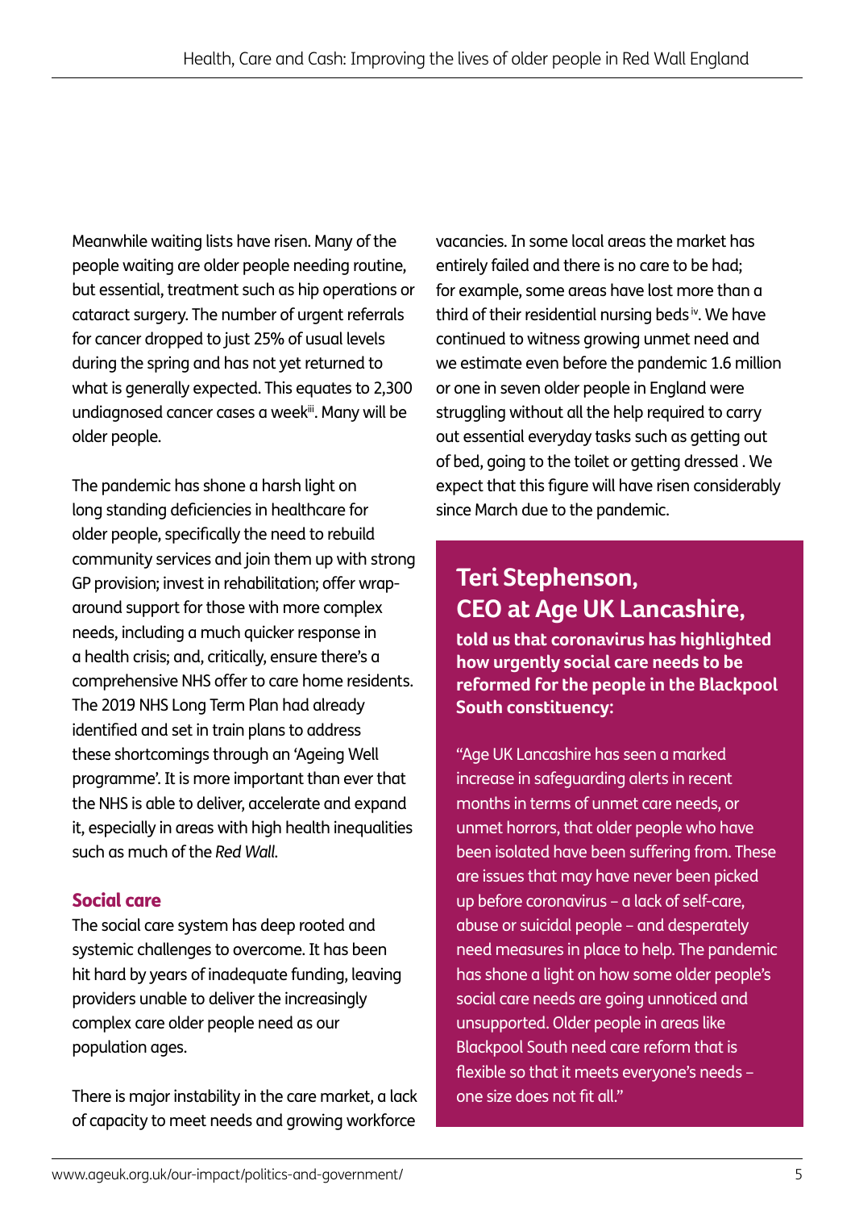Meanwhile waiting lists have risen. Many of the people waiting are older people needing routine, but essential, treatment such as hip operations or cataract surgery. The number of urgent referrals for cancer dropped to just 25% of usual levels during the spring and has not yet returned to what is generally expected. This equates to 2,300 undiagnosed cancer cases a week[iii]. Many will be older people.

The pandemic has shone a harsh light on long standing deficiencies in healthcare for older people, specifically the need to rebuild community services and join them up with strong GP provision; invest in rehabilitation; offer wrap-around support for those with more complex needs, including a much quicker response in a health crisis; and, critically, ensure there's a comprehensive NHS offer to care home residents. The 2019 NHS Long Term Plan had already identified and set in train plans to address these shortcomings through an 'Ageing Well programme'. It is more important than ever that the NHS is able to deliver, accelerate and expand it, especially in areas with high health inequalities such as much of the *Red Wall*.

## Social care

The social care system has deep rooted and systemic challenges to overcome. It has been hit hard by years of inadequate funding, leaving providers unable to deliver the increasingly complex care older people need as our population ages.

There is major instability in the care market, a lack of capacity to meet needs and growing workforce vacancies. In some local areas the market has entirely failed and there is no care to be had; for example, some areas have lost more than a third of their residential nursing beds[iv]. We have continued to witness growing unmet need and we estimate even before the pandemic 1.6 million or one in seven older people in England were struggling without all the help required to carry out essential everyday tasks such as getting out of bed, going to the toilet or getting dressed . We expect that this figure will have risen considerably since March due to the pandemic.

## Teri Stephenson, CEO at Age UK Lancashire,

**told us that coronavirus has highlighted how urgently social care needs to be reformed for the people in the Blackpool South constituency:**

"Age UK Lancashire has seen a marked increase in safeguarding alerts in recent months in terms of unmet care needs, or unmet horrors, that older people who have been isolated have been suffering from. These are issues that may have never been picked up before coronavirus – a lack of self-care, abuse or suicidal people – and desperately need measures in place to help. The pandemic has shone a light on how some older people's social care needs are going unnoticed and unsupported. Older people in areas like Blackpool South need care reform that is flexible so that it meets everyone's needs – one size does not fit all."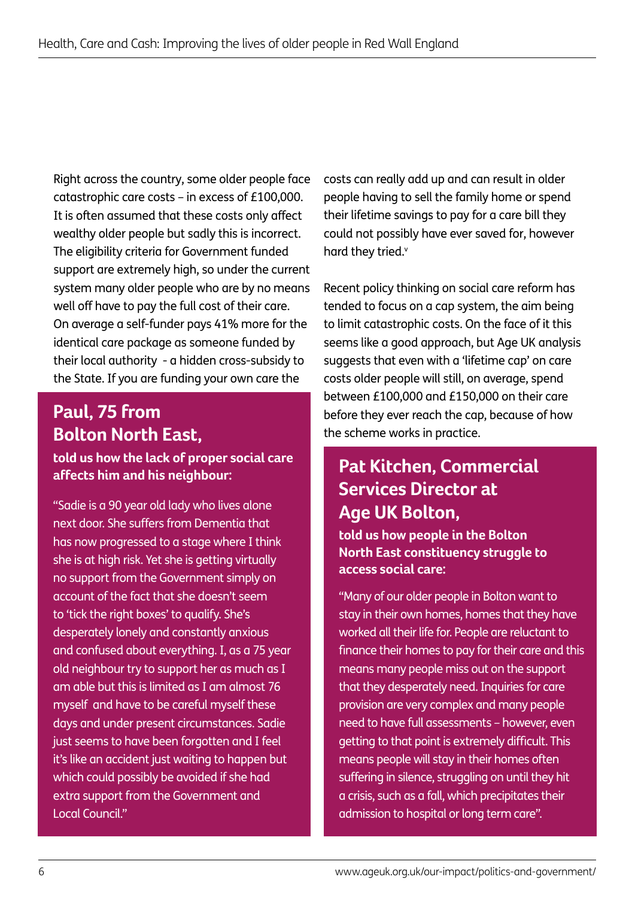Right across the country, some older people face catastrophic care costs – in excess of £100,000. It is often assumed that these costs only affect wealthy older people but sadly this is incorrect. The eligibility criteria for Government funded support are extremely high, so under the current system many older people who are by no means well off have to pay the full cost of their care. On average a self-funder pays 41% more for the identical care package as someone funded by their local authority - a hidden cross-subsidy to the State. If you are funding your own care the costs can really add up and can result in older people having to sell the family home or spend their lifetime savings to pay for a care bill they could not possibly have ever saved for, however hard they tried.[v]

Recent policy thinking on social care reform has tended to focus on a cap system, the aim being to limit catastrophic costs. On the face of it this seems like a good approach, but Age UK analysis suggests that even with a 'lifetime cap' on care costs older people will still, on average, spend between £100,000 and £150,000 on their care before they ever reach the cap, because of how the scheme works in practice.

## Paul, 75 from Bolton North East,

**told us how the lack of proper social care affects him and his neighbour:**

"Sadie is a 90 year old lady who lives alone next door. She suffers from Dementia that has now progressed to a stage where I think she is at high risk. Yet she is getting virtually no support from the Government simply on account of the fact that she doesn't seem to 'tick the right boxes' to qualify. She's desperately lonely and constantly anxious and confused about everything. I, as a 75 year old neighbour try to support her as much as I am able but this is limited as I am almost 76 myself and have to be careful myself these days and under present circumstances. Sadie just seems to have been forgotten and I feel it's like an accident just waiting to happen but which could possibly be avoided if she had extra support from the Government and Local Council."

## Pat Kitchen, Commercial Services Director at Age UK Bolton,

**told us how people in the Bolton North East constituency struggle to access social care:**

"Many of our older people in Bolton want to stay in their own homes, homes that they have worked all their life for. People are reluctant to finance their homes to pay for their care and this means many people miss out on the support that they desperately need. Inquiries for care provision are very complex and many people need to have full assessments – however, even getting to that point is extremely difficult. This means people will stay in their homes often suffering in silence, struggling on until they hit a crisis, such as a fall, which precipitates their admission to hospital or long term care".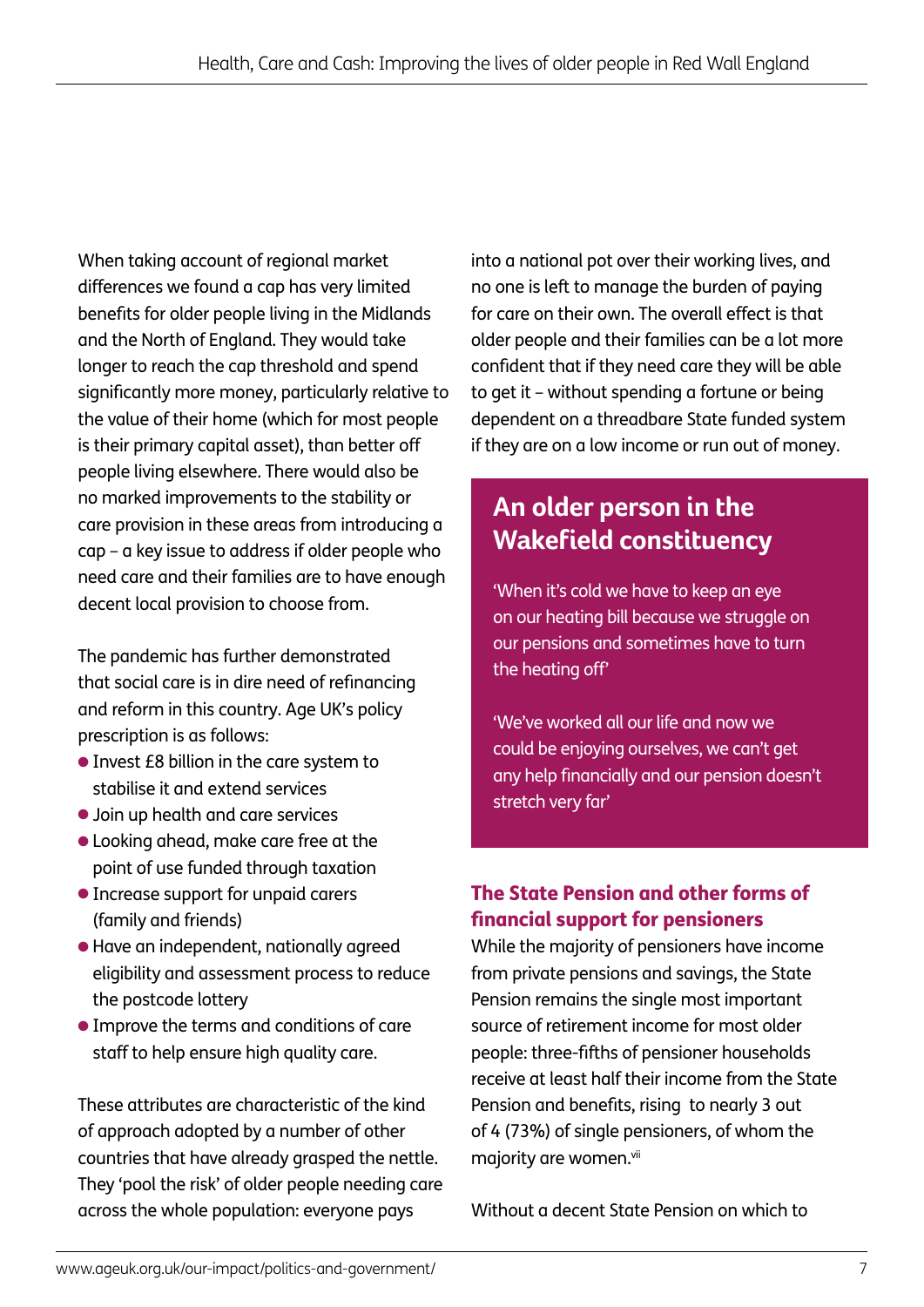When taking account of regional market differences we found a cap has very limited benefits for older people living in the Midlands and the North of England. They would take longer to reach the cap threshold and spend significantly more money, particularly relative to the value of their home (which for most people is their primary capital asset), than better off people living elsewhere. There would also be no marked improvements to the stability or care provision in these areas from introducing a cap – a key issue to address if older people who need care and their families are to have enough decent local provision to choose from.

The pandemic has further demonstrated that social care is in dire need of refinancing and reform in this country. Age UK's policy prescription is as follows:

- Invest £8 billion in the care system to stabilise it and extend services
- Join up health and care services
- Looking ahead, make care free at the point of use funded through taxation
- Increase support for unpaid carers (family and friends)
- Have an independent, nationally agreed eligibility and assessment process to reduce the postcode lottery
- Improve the terms and conditions of care staff to help ensure high quality care.

These attributes are characteristic of the kind of approach adopted by a number of other countries that have already grasped the nettle. They 'pool the risk' of older people needing care across the whole population: everyone pays into a national pot over their working lives, and no one is left to manage the burden of paying for care on their own. The overall effect is that older people and their families can be a lot more confident that if they need care they will be able to get it – without spending a fortune or being dependent on a threadbare State funded system if they are on a low income or run out of money.

## An older person in the Wakefield constituency

'When it's cold we have to keep an eye on our heating bill because we struggle on our pensions and sometimes have to turn the heating off'

'We've worked all our life and now we could be enjoying ourselves, we can't get any help financially and our pension doesn't stretch very far'

### The State Pension and other forms of financial support for pensioners

While the majority of pensioners have income from private pensions and savings, the State Pension remains the single most important source of retirement income for most older people: three-fifths of pensioner households receive at least half their income from the State Pension and benefits, rising to nearly 3 out of 4 (73%) of single pensioners, of whom the majority are women.[vii]

Without a decent State Pension on which to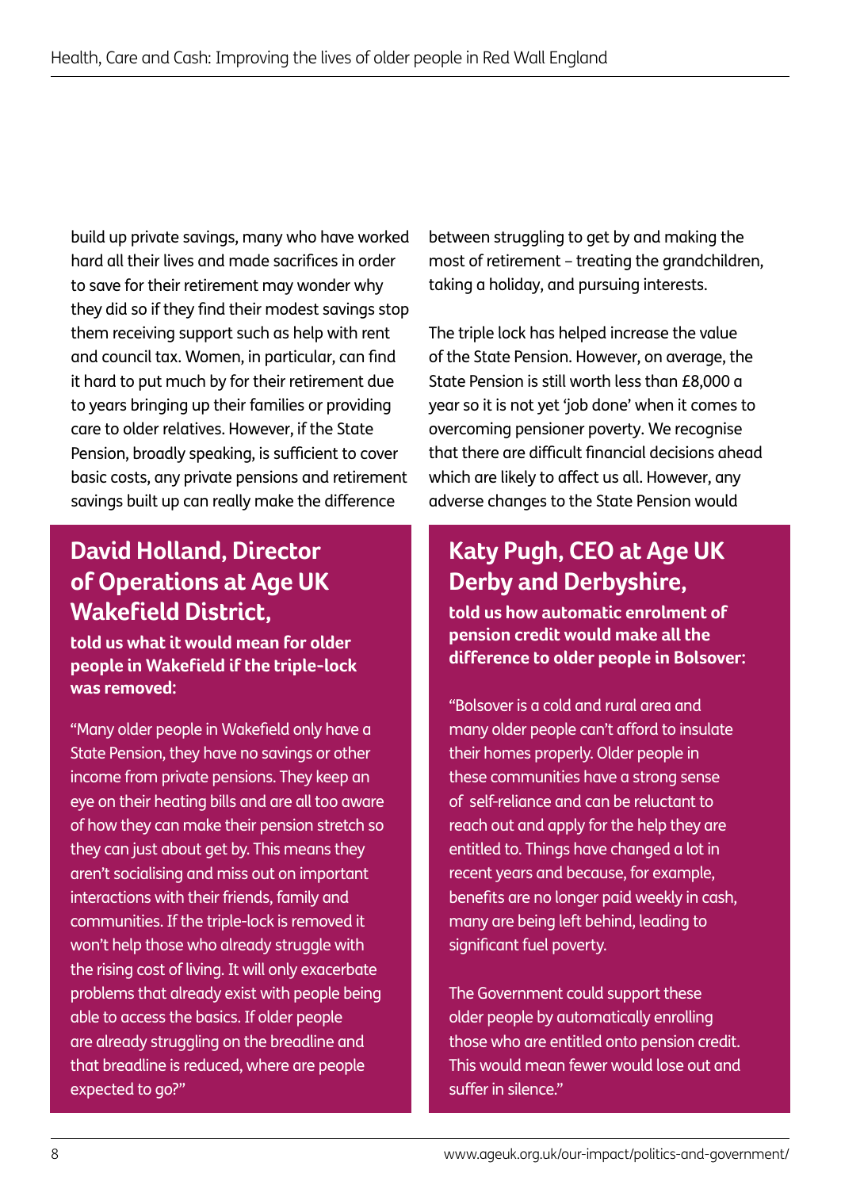build up private savings, many who have worked hard all their lives and made sacrifices in order to save for their retirement may wonder why they did so if they find their modest savings stop them receiving support such as help with rent and council tax. Women, in particular, can find it hard to put much by for their retirement due to years bringing up their families or providing care to older relatives. However, if the State Pension, broadly speaking, is sufficient to cover basic costs, any private pensions and retirement savings built up can really make the difference between struggling to get by and making the most of retirement – treating the grandchildren, taking a holiday, and pursuing interests.

The triple lock has helped increase the value of the State Pension. However, on average, the State Pension is still worth less than £8,000 a year so it is not yet 'job done' when it comes to overcoming pensioner poverty. We recognise that there are difficult financial decisions ahead which are likely to affect us all. However, any adverse changes to the State Pension would

## David Holland, Director of Operations at Age UK Wakefield District,

**told us what it would mean for older people in Wakefield if the triple-lock was removed:**

"Many older people in Wakefield only have a State Pension, they have no savings or other income from private pensions. They keep an eye on their heating bills and are all too aware of how they can make their pension stretch so they can just about get by. This means they aren't socialising and miss out on important interactions with their friends, family and communities. If the triple-lock is removed it won't help those who already struggle with the rising cost of living. It will only exacerbate problems that already exist with people being able to access the basics. If older people are already struggling on the breadline and that breadline is reduced, where are people expected to go?"

## Katy Pugh, CEO at Age UK Derby and Derbyshire,

**told us how automatic enrolment of pension credit would make all the difference to older people in Bolsover:**

"Bolsover is a cold and rural area and many older people can't afford to insulate their homes properly. Older people in these communities have a strong sense of self-reliance and can be reluctant to reach out and apply for the help they are entitled to. Things have changed a lot in recent years and because, for example, benefits are no longer paid weekly in cash, many are being left behind, leading to significant fuel poverty.

The Government could support these older people by automatically enrolling those who are entitled onto pension credit. This would mean fewer would lose out and suffer in silence."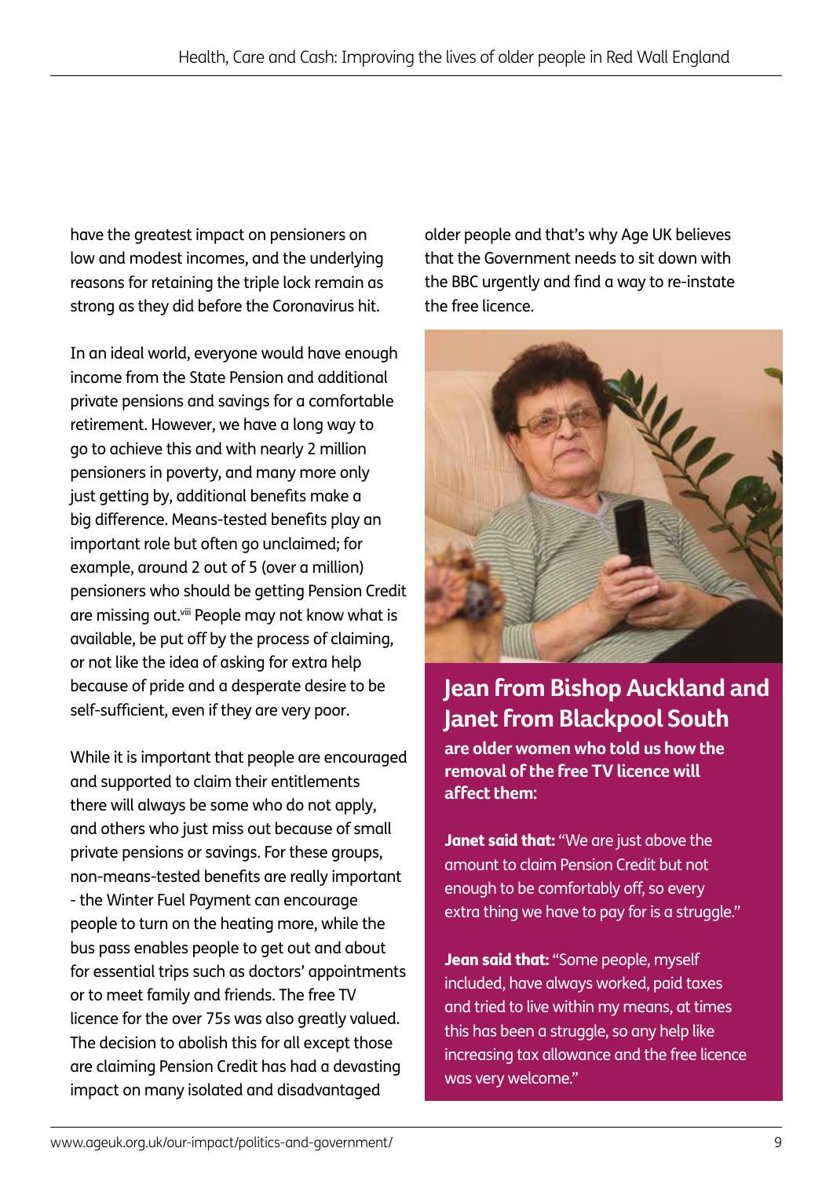have the greatest impact on pensioners on low and modest incomes, and the underlying reasons for retaining the triple lock remain as strong as they did before the Coronavirus hit.

In an ideal world, everyone would have enough income from the State Pension and additional private pensions and savings for a comfortable retirement. However, we have a long way to go to achieve this and with nearly 2 million pensioners in poverty, and many more only just getting by, additional benefits make a big difference. Means-tested benefits play an important role but often go unclaimed; for example, around 2 out of 5 (over a million) pensioners who should be getting Pension Credit are missing out.[viii] People may not know what is available, be put off by the process of claiming, or not like the idea of asking for extra help because of pride and a desperate desire to be self-sufficient, even if they are very poor.

While it is important that people are encouraged and supported to claim their entitlements there will always be some who do not apply, and others who just miss out because of small private pensions or savings. For these groups, non-means-tested benefits are really important - the Winter Fuel Payment can encourage people to turn on the heating more, while the bus pass enables people to get out and about for essential trips such as doctors' appointments or to meet family and friends. The free TV licence for the over 75s was also greatly valued. The decision to abolish this for all except those are claiming Pension Credit has had a devasting impact on many isolated and disadvantaged older people and that's why Age UK believes that the Government needs to sit down with the BBC urgently and find a way to re-instate the free licence.

## Jean from Bishop Auckland and Janet from Blackpool South

**are older women who told us how the removal of the free TV licence will affect them:**

**Janet said that:** "We are just above the amount to claim Pension Credit but not enough to be comfortably off, so every extra thing we have to pay for is a struggle."

**Jean said that:** "Some people, myself included, have always worked, paid taxes and tried to live within my means, at times this has been a struggle, so any help like increasing tax allowance and the free licence was very welcome."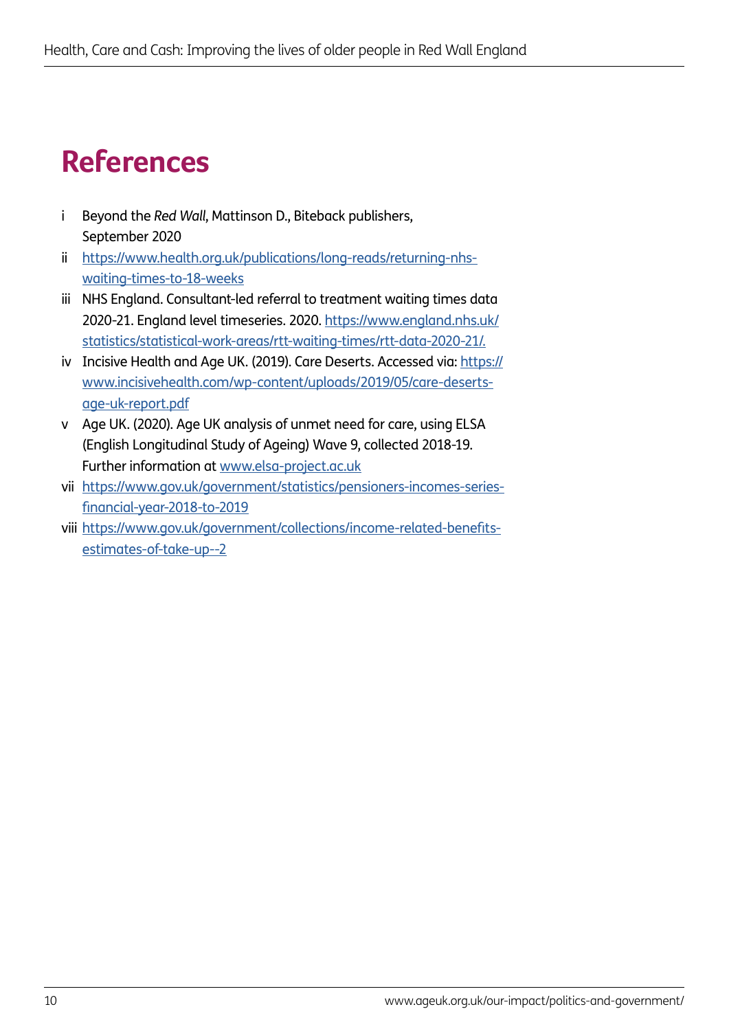# References

i Beyond the *Red Wall*, Mattinson D., Biteback publishers, September 2020

ii https://www.health.org.uk/publications/long-reads/returning-nhs-waiting-times-to-18-weeks

iii NHS England. Consultant-led referral to treatment waiting times data 2020-21. England level timeseries. 2020. https://www.england.nhs.uk/statistics/statistical-work-areas/rtt-waiting-times/rtt-data-2020-21/.

iv Incisive Health and Age UK. (2019). Care Deserts. Accessed via: https://www.incisivehealth.com/wp-content/uploads/2019/05/care-deserts-age-uk-report.pdf

v Age UK. (2020). Age UK analysis of unmet need for care, using ELSA (English Longitudinal Study of Ageing) Wave 9, collected 2018-19. Further information at www.elsa-project.ac.uk

vii https://www.gov.uk/government/statistics/pensioners-incomes-series-financial-year-2018-to-2019

viii https://www.gov.uk/government/collections/income-related-benefits-estimates-of-take-up--2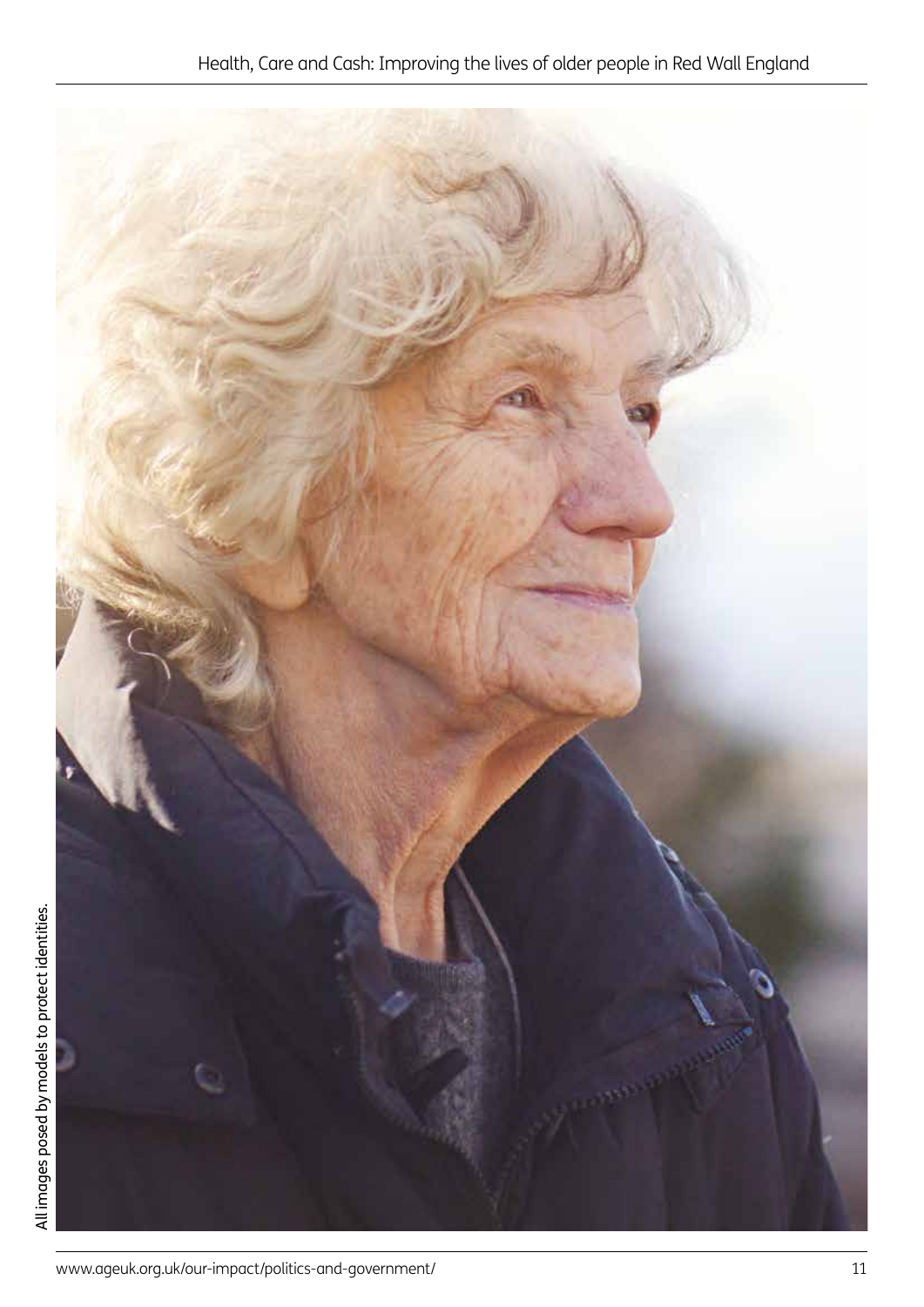All images posed by models to protect identities.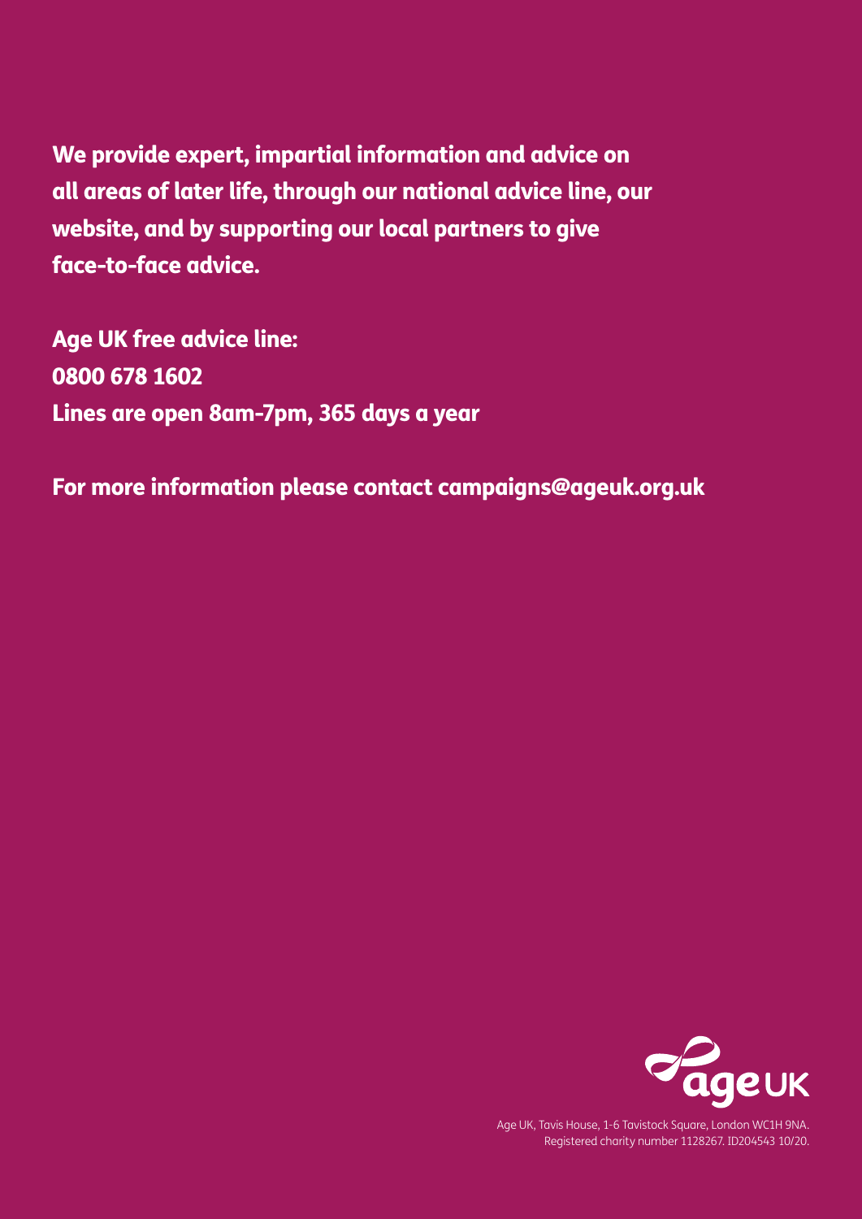**We provide expert, impartial information and advice on all areas of later life, through our national advice line, our website, and by supporting our local partners to give face-to-face advice.**

**Age UK free advice line:**
**0800 678 1602**
**Lines are open 8am-7pm, 365 days a year**

**For more information please contact campaigns@ageuk.org.uk**

age UK

Age UK, Tavis House, 1-6 Tavistock Square, London WC1H 9NA.
Registered charity number 1128267. ID204543 10/20.